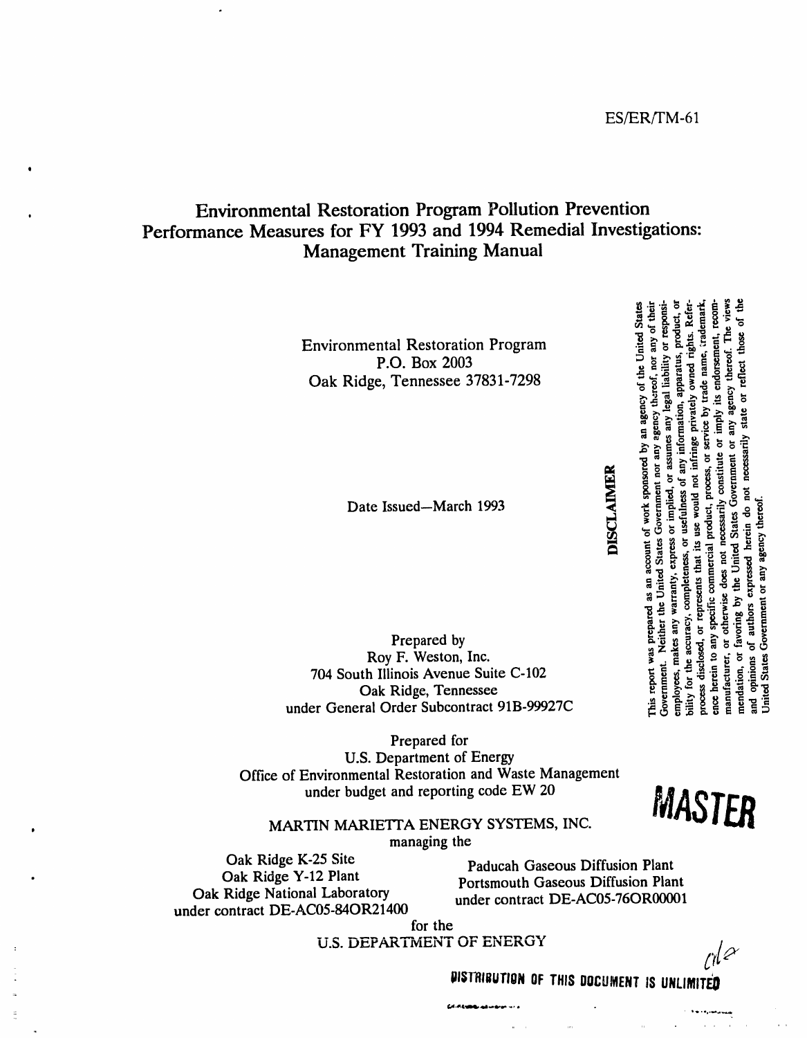ES/ER/TM-61

# Environmental Restoration Program Pollution Prevention Performance Measures for FY 1993 and 1994 Remedial Investigations: Management Training Manual

Environmental Restoration Program
P.O. Box 2003
Oak Ridge, Tennessee 37831-7298

Date Issued—March 1993

Prepared by
Roy F. Weston, Inc.
704 South Illinois Avenue Suite C-102
Oak Ridge, Tennessee
under General Order Subcontract 91B-99927C

Prepared for
U.S. Department of Energy
Office of Environmental Restoration and Waste Management
under budget and reporting code EW 20

MARTIN MARIETTA ENERGY SYSTEMS, INC.
managing the

Oak Ridge K-25 Site
Oak Ridge Y-12 Plant
Oak Ridge National Laboratory
under contract DE-AC05-84OR21400

Paducah Gaseous Diffusion Plant
Portsmouth Gaseous Diffusion Plant
under contract DE-AC05-76OR00001

for the
U.S. DEPARTMENT OF ENERGY

**DISCLAIMER**

This report was prepared as an account of work sponsored by an agency of the United States Government. Neither the United States Government nor any agency thereof, nor any of their employees, makes any warranty, express or implied, or assumes any legal liability or responsibility for the accuracy, completeness, or usefulness of any information, apparatus, product, or process disclosed, or represents that its use would not infringe privately owned rights. Reference herein to any specific commercial product, process, or service by trade name, trademark, manufacturer, or otherwise does not necessarily constitute or imply its endorsement, recommendation, or favoring by the United States Government or any agency thereof. The views and opinions of authors expressed herein do not necessarily state or reflect those of the United States Government or any agency thereof.

MASTER

DISTRIBUTION OF THIS DOCUMENT IS UNLIMITED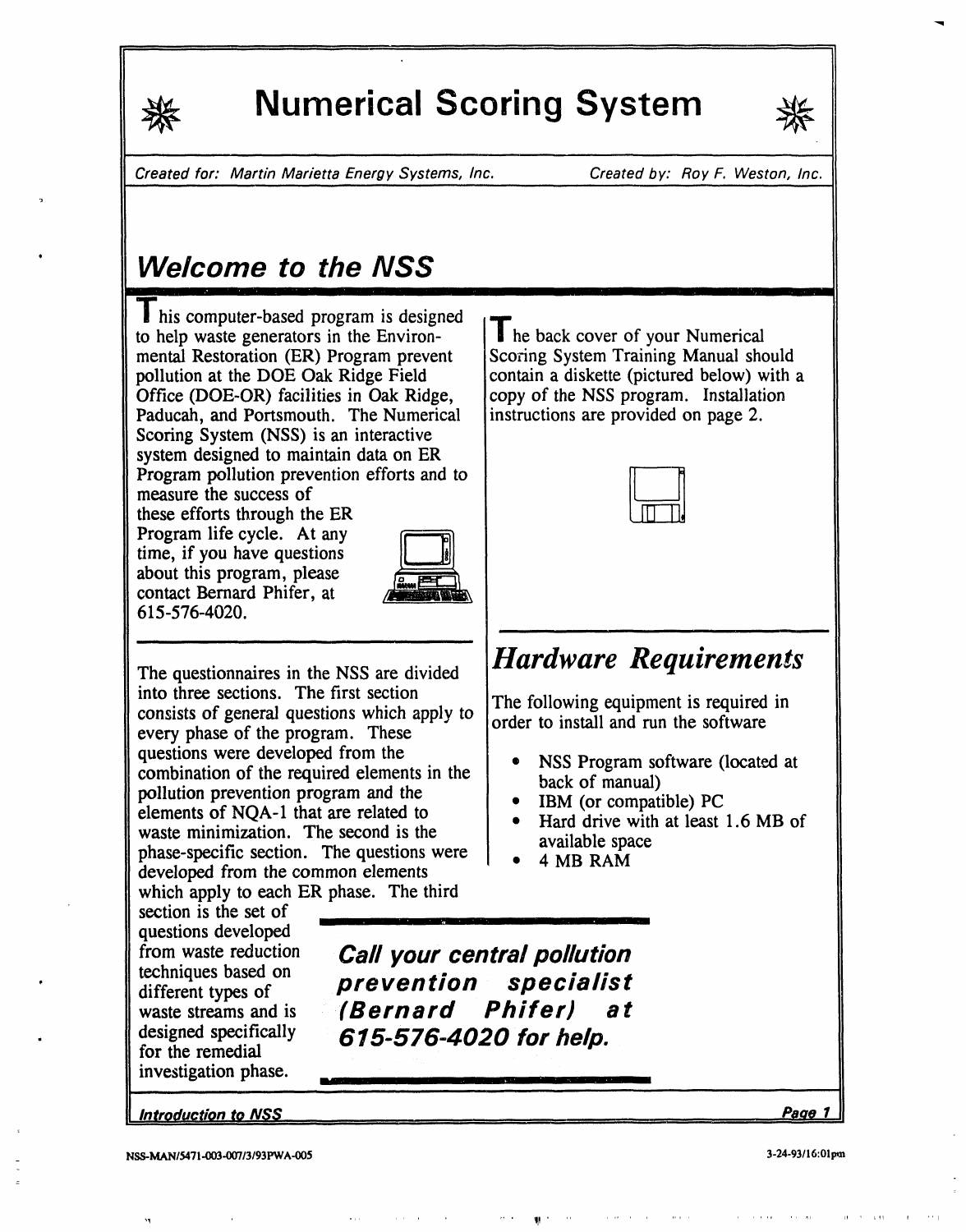# Numerical Scoring System

*Created for: Martin Marietta Energy Systems, Inc.* *Created by: Roy F. Weston, Inc.*

## *Welcome to the NSS*

This computer-based program is designed to help waste generators in the Environmental Restoration (ER) Program prevent pollution at the DOE Oak Ridge Field Office (DOE-OR) facilities in Oak Ridge, Paducah, and Portsmouth. The Numerical Scoring System (NSS) is an interactive system designed to maintain data on ER Program pollution prevention efforts and to measure the success of these efforts through the ER Program life cycle. At any time, if you have questions about this program, please contact Bernard Phifer, at 615-576-4020.

The back cover of your Numerical Scoring System Training Manual should contain a diskette (pictured below) with a copy of the NSS program. Installation instructions are provided on page 2.

The questionnaires in the NSS are divided into three sections. The first section consists of general questions which apply to every phase of the program. These questions were developed from the combination of the required elements in the pollution prevention program and the elements of NQA-1 that are related to waste minimization. The second is the phase-specific section. The questions were developed from the common elements which apply to each ER phase. The third section is the set of questions developed from waste reduction techniques based on different types of waste streams and is designed specifically for the remedial investigation phase.

## *Hardware Requirements*

The following equipment is required in order to install and run the software

- NSS Program software (located at back of manual)
- IBM (or compatible) PC
- Hard drive with at least 1.6 MB of available space
- 4 MB RAM

***Call your central pollution prevention specialist (Bernard Phifer) at 615-576-4020 for help.***

NSS-MAN/5471-003-007/3/93PWA-005

3-24-93/16:01pm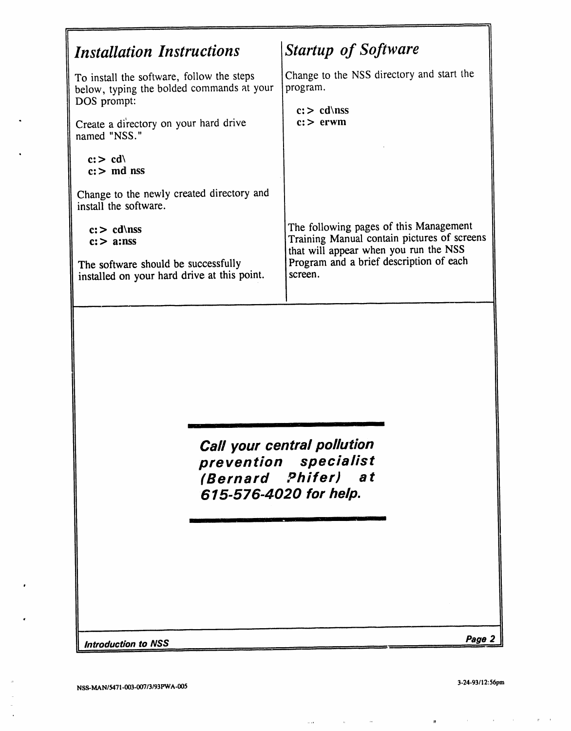## Installation Instructions

To install the software, follow the steps below, typing the bolded commands at your DOS prompt:

Create a directory on your hard drive named "NSS."

**c:> cd\**
**c:> md nss**

Change to the newly created directory and install the software.

**c:> cd\nss**
**c:> a:nss**

The software should be successfully installed on your hard drive at this point.

## Startup of Software

Change to the NSS directory and start the program.

**c:> cd\nss**
**c:> erwm**

The following pages of this Management Training Manual contain pictures of screens that will appear when you run the NSS Program and a brief description of each screen.

***Call your central pollution prevention specialist (Bernard Phifer) at 615-576-4020 for help.***

NSS-MAN/5471-003-007/3/93PWA-005

3-24-93/12:56pm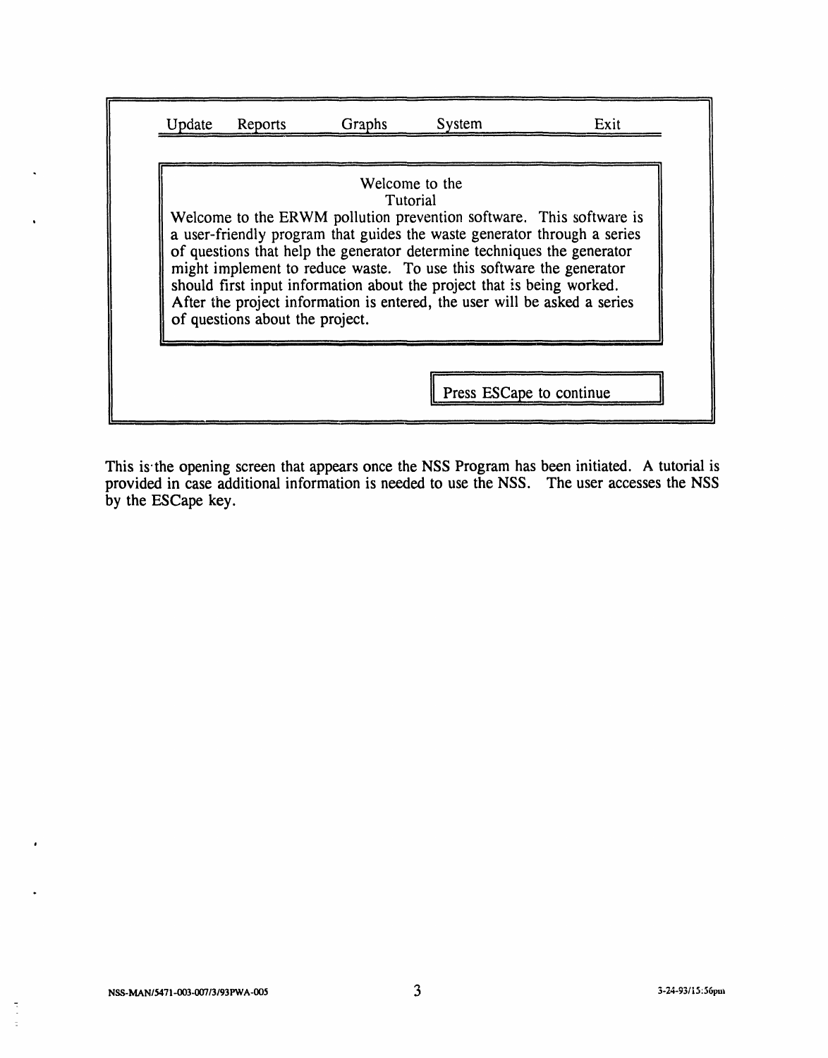```
Update    Reports    Graphs    System    Exit

                    Welcome to the
                       Tutorial
Welcome to the ERWM pollution prevention software.  This software is
a user-friendly program that guides the waste generator through a series
of questions that help the generator determine techniques the generator
might implement to reduce waste.  To use this software the generator
should first input information about the project that is being worked.
After the project information is entered, the user will be asked a series
of questions about the project.

                                        Press ESCape to continue
```

This is the opening screen that appears once the NSS Program has been initiated. A tutorial is provided in case additional information is needed to use the NSS. The user accesses the NSS by the ESCape key.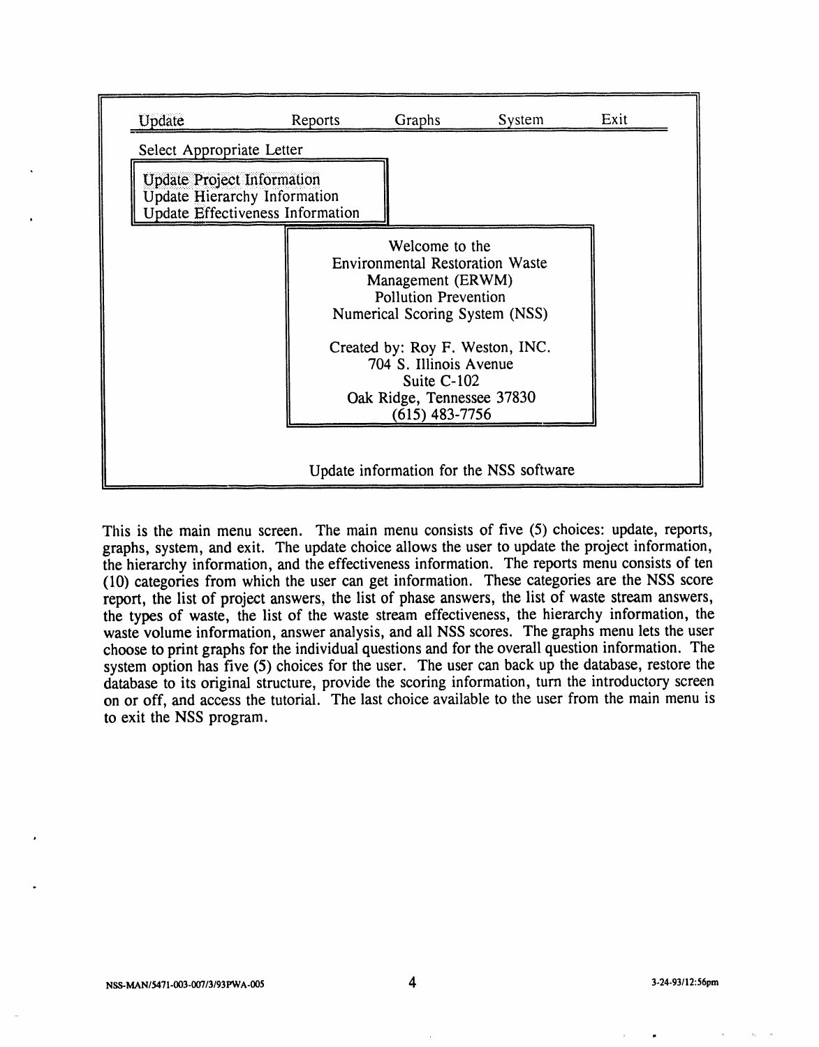```
Update                Reports        Graphs         System         Exit

Select Appropriate Letter

 Update Project Information
 Update Hierarchy Information
 Update Effectiveness Information

                    Welcome to the
           Environmental Restoration Waste
                Management (ERWM)
                Pollution Prevention
          Numerical Scoring System (NSS)

           Created by: Roy F. Weston, INC.
                704 S. Illinois Avenue
                     Suite C-102
              Oak Ridge, Tennessee 37830
                   (615) 483-7756

                    Update information for the NSS software
```

This is the main menu screen. The main menu consists of five (5) choices: update, reports, graphs, system, and exit. The update choice allows the user to update the project information, the hierarchy information, and the effectiveness information. The reports menu consists of ten (10) categories from which the user can get information. These categories are the NSS score report, the list of project answers, the list of phase answers, the list of waste stream answers, the types of waste, the list of the waste stream effectiveness, the hierarchy information, the waste volume information, answer analysis, and all NSS scores. The graphs menu lets the user choose to print graphs for the individual questions and for the overall question information. The system option has five (5) choices for the user. The user can back up the database, restore the database to its original structure, provide the scoring information, turn the introductory screen on or off, and access the tutorial. The last choice available to the user from the main menu is to exit the NSS program.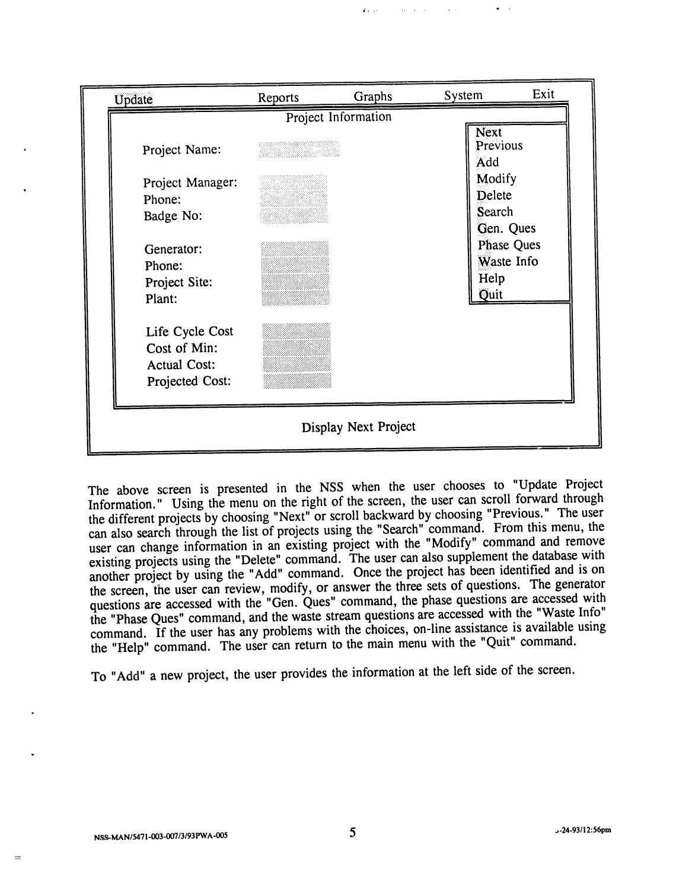```
Update            Reports        Graphs        System        Exit
                        Project Information
                                                          Next
    Project Name:                                         Previous
                                                          Add
    Project Manager:                                      Modify
    Phone:                                                Delete
    Badge No:                                             Search
                                                          Gen. Ques
    Generator:                                            Phase Ques
    Phone:                                                Waste Info
    Project Site:                                         Help
    Plant:                                                Quit

    Life Cycle Cost
    Cost of Min:
    Actual Cost:
    Projected Cost:

                        Display Next Project
```

The above screen is presented in the NSS when the user chooses to "Update Project Information." Using the menu on the right of the screen, the user can scroll forward through the different projects by choosing "Next" or scroll backward by choosing "Previous." The user can also search through the list of projects using the "Search" command. From this menu, the user can change information in an existing project with the "Modify" command and remove existing projects using the "Delete" command. The user can also supplement the database with another project by using the "Add" command. Once the project has been identified and is on the screen, the user can review, modify, or answer the three sets of questions. The generator questions are accessed with the "Gen. Ques" command, the phase questions are accessed with the "Phase Ques" command, and the waste stream questions are accessed with the "Waste Info" command. If the user has any problems with the choices, on-line assistance is available using the "Help" command. The user can return to the main menu with the "Quit" command.

To "Add" a new project, the user provides the information at the left side of the screen.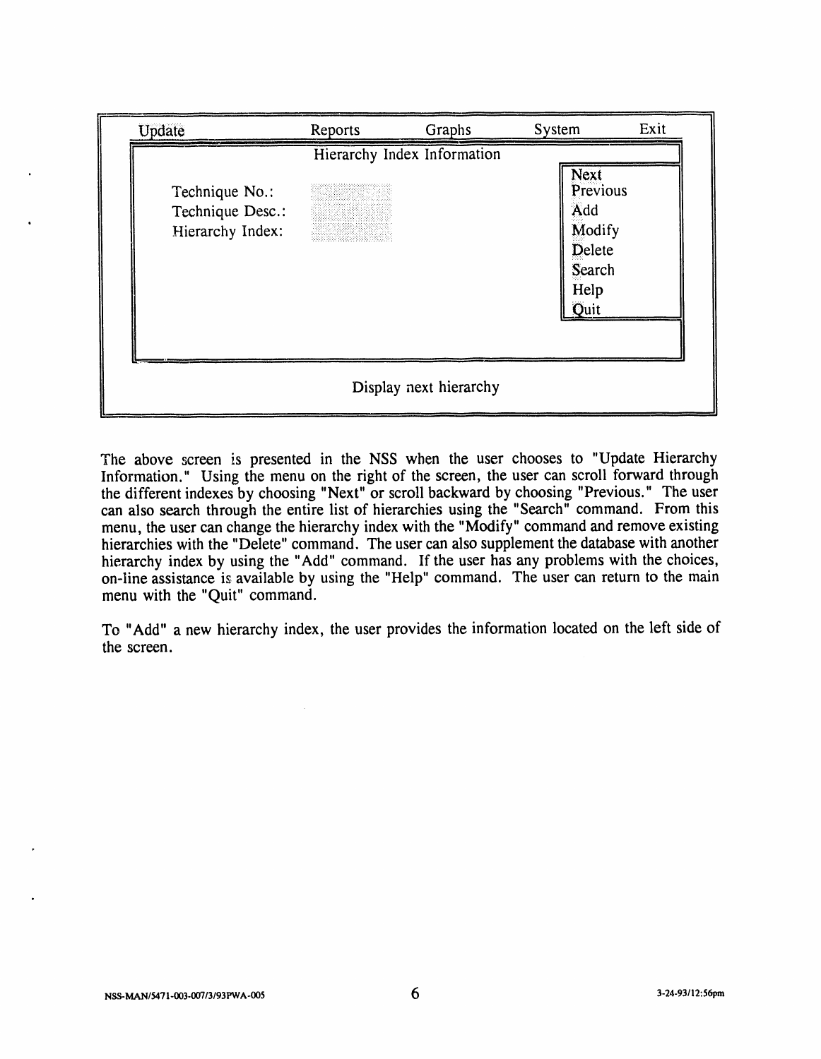```
Update              Reports         Graphs          System          Exit
                    Hierarchy Index Information
                                                            Next
   Technique No.:                                           Previous
   Technique Desc.:                                         Add
   Hierarchy Index:                                         Modify
                                                            Delete
                                                            Search
                                                            Help
                                                            Quit

                         Display next hierarchy
```

The above screen is presented in the NSS when the user chooses to "Update Hierarchy Information." Using the menu on the right of the screen, the user can scroll forward through the different indexes by choosing "Next" or scroll backward by choosing "Previous." The user can also search through the entire list of hierarchies using the "Search" command. From this menu, the user can change the hierarchy index with the "Modify" command and remove existing hierarchies with the "Delete" command. The user can also supplement the database with another hierarchy index by using the "Add" command. If the user has any problems with the choices, on-line assistance is available by using the "Help" command. The user can return to the main menu with the "Quit" command.

To "Add" a new hierarchy index, the user provides the information located on the left side of the screen.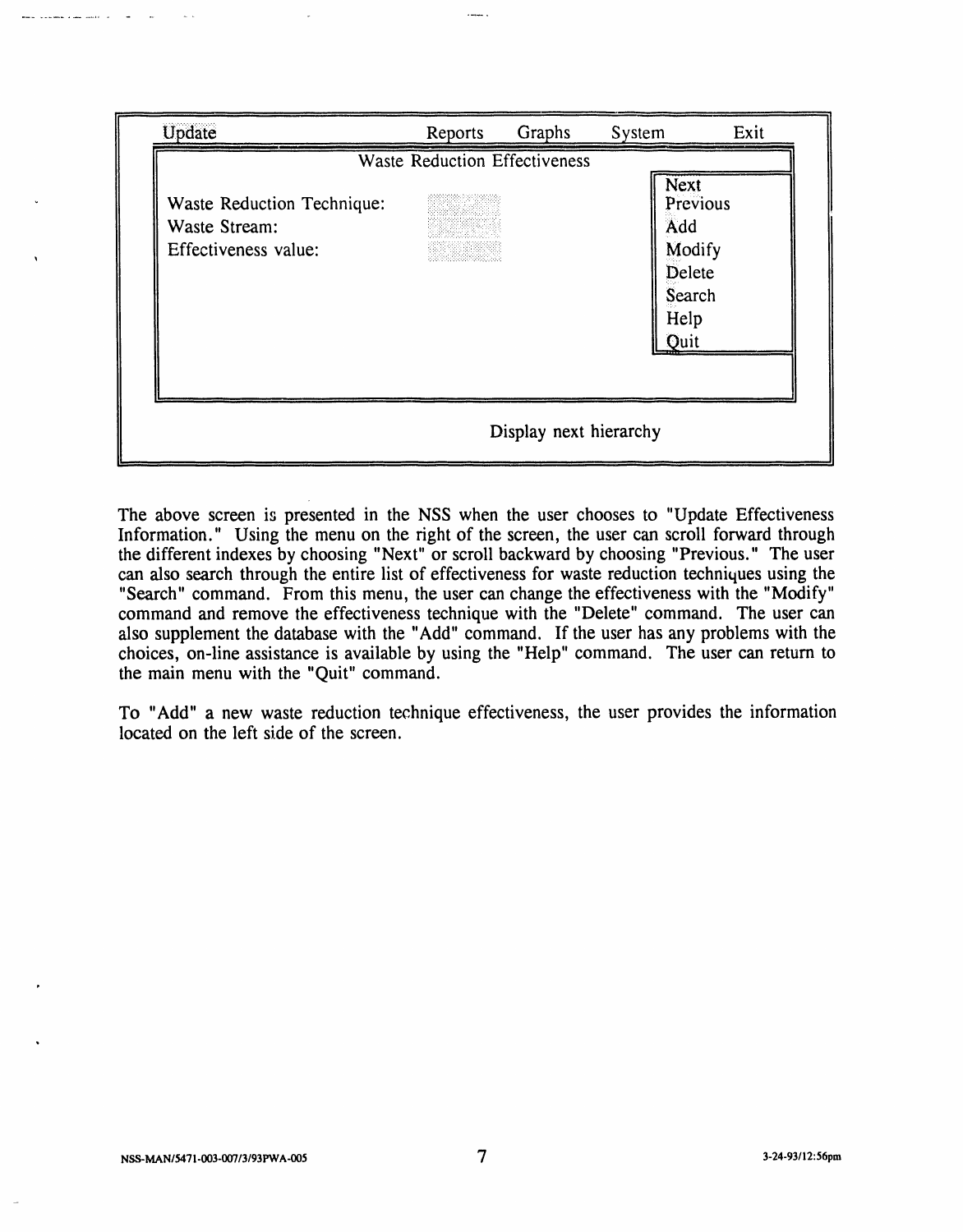```
Update                         Reports    Graphs    System        Exit
                    Waste Reduction Effectiveness
                                                            Next
Waste Reduction Technique:                                  Previous
Waste Stream:                                               Add
Effectiveness value:                                        Modify
                                                            Delete
                                                            Search
                                                            Help
                                                            Quit

                                    Display next hierarchy
```

The above screen is presented in the NSS when the user chooses to "Update Effectiveness Information." Using the menu on the right of the screen, the user can scroll forward through the different indexes by choosing "Next" or scroll backward by choosing "Previous." The user can also search through the entire list of effectiveness for waste reduction techniques using the "Search" command. From this menu, the user can change the effectiveness with the "Modify" command and remove the effectiveness technique with the "Delete" command. The user can also supplement the database with the "Add" command. If the user has any problems with the choices, on-line assistance is available by using the "Help" command. The user can return to the main menu with the "Quit" command.

To "Add" a new waste reduction technique effectiveness, the user provides the information located on the left side of the screen.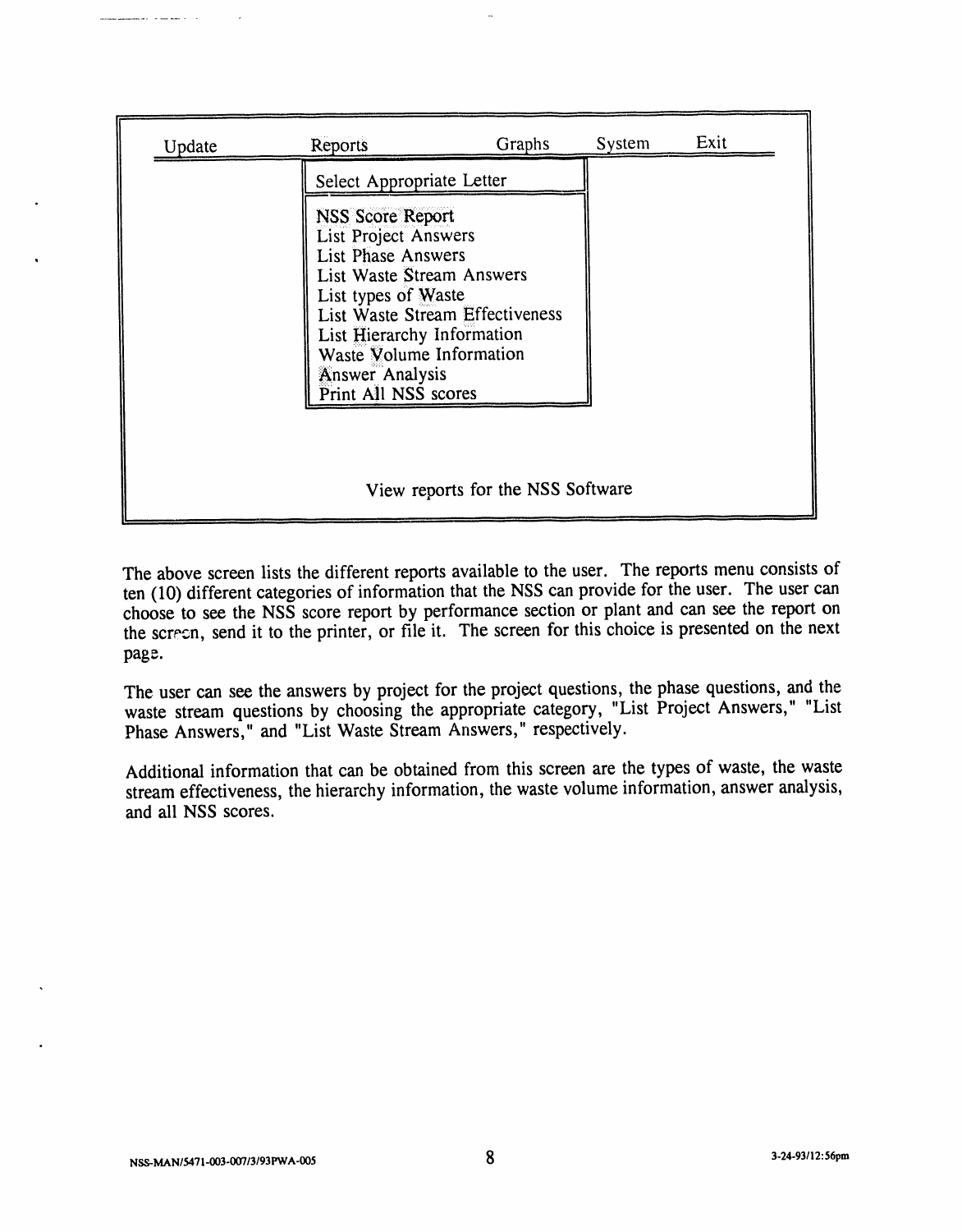```
Update          Reports               Graphs     System     Exit
               +---------------------------------+
               | Select Appropriate Letter       |
               +---------------------------------+
               | NSS Score Report                |
               | List Project Answers            |
               | List Phase Answers              |
               | List Waste Stream Answers       |
               | List types of Waste             |
               | List Waste Stream Effectiveness |
               | List Hierarchy Information      |
               | Waste Volume Information        |
               | Answer Analysis                 |
               | Print All NSS scores            |
               +---------------------------------+

                    View reports for the NSS Software
```

The above screen lists the different reports available to the user. The reports menu consists of ten (10) different categories of information that the NSS can provide for the user. The user can choose to see the NSS score report by performance section or plant and can see the report on the screen, send it to the printer, or file it. The screen for this choice is presented on the next page.

The user can see the answers by project for the project questions, the phase questions, and the waste stream questions by choosing the appropriate category, "List Project Answers," "List Phase Answers," and "List Waste Stream Answers," respectively.

Additional information that can be obtained from this screen are the types of waste, the waste stream effectiveness, the hierarchy information, the waste volume information, answer analysis, and all NSS scores.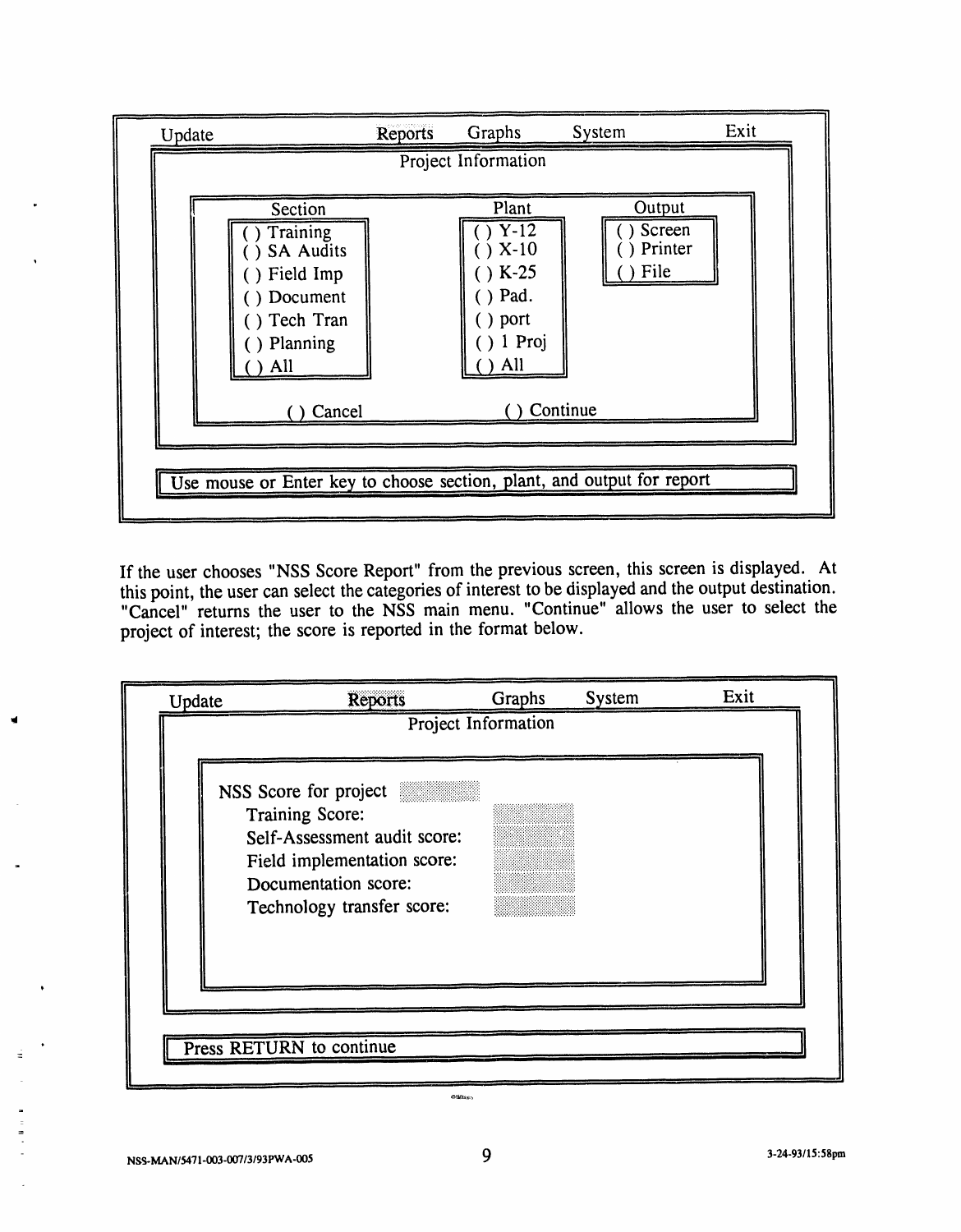```
Update                    Reports     Graphs     System          Exit
                          Project Information

        Section                      Plant              Output
        ( ) Training                 ( ) Y-12           ( ) Screen
        ( ) SA Audits                ( ) X-10           ( ) Printer
        ( ) Field Imp                ( ) K-25           ( ) File
        ( ) Document                 ( ) Pad.
        ( ) Tech Tran                ( ) port
        ( ) Planning                 ( ) 1 Proj
        ( ) All                      ( ) All

              ( ) Cancel                  ( ) Continue

Use mouse or Enter key to choose section, plant, and output for report
```

If the user chooses "NSS Score Report" from the previous screen, this screen is displayed. At this point, the user can select the categories of interest to be displayed and the output destination. "Cancel" returns the user to the NSS main menu. "Continue" allows the user to select the project of interest; the score is reported in the format below.

```
Update                    Reports          Graphs     System          Exit
                               Project Information

      NSS Score for project
         Training Score:
         Self-Assessment audit score:
         Field implementation score:
         Documentation score:
         Technology transfer score:

Press RETURN to continue
```

NSS-MAN/5471-003-007/3/93PWA-005 3-24-93/15:58pm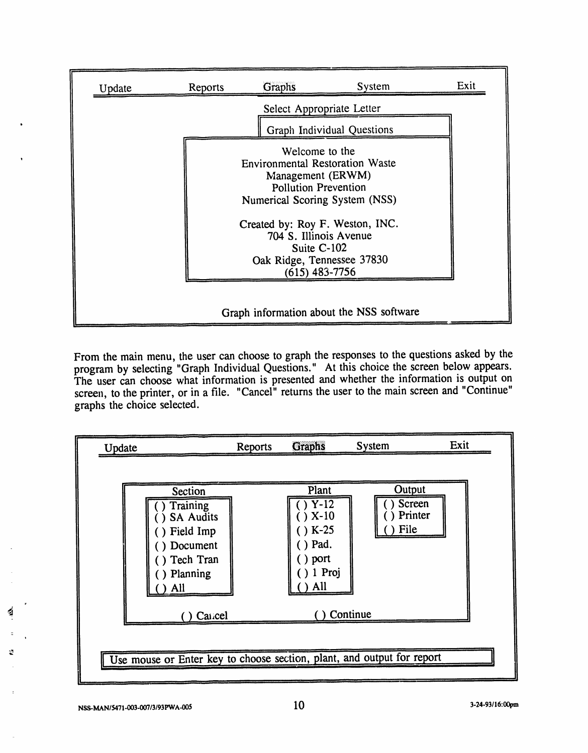```
Update          Reports         Graphs          System          Exit

                                Select Appropriate Letter
                                Graph Individual Questions

                        Welcome to the
                  Environmental Restoration Waste
                       Management (ERWM)
                       Pollution Prevention
                  Numerical Scoring System (NSS)

                  Created by: Roy F. Weston, INC.
                      704 S. Illinois Avenue
                           Suite C-102
                     Oak Ridge, Tennessee 37830
                          (615) 483-7756

                 Graph information about the NSS software
```

From the main menu, the user can choose to graph the responses to the questions asked by the program by selecting "Graph Individual Questions." At this choice the screen below appears. The user can choose what information is presented and whether the information is output on screen, to the printer, or in a file. "Cancel" returns the user to the main screen and "Continue" graphs the choice selected.

```
Update                  Reports         Graphs          System          Exit

        Section                 Plant                   Output
        ( ) Training            ( ) Y-12                ( ) Screen
        ( ) SA Audits           ( ) X-10                ( ) Printer
        ( ) Field Imp           ( ) K-25                ( ) File
        ( ) Document            ( ) Pad.
        ( ) Tech Tran           ( ) port
        ( ) Planning            ( ) 1 Proj
        ( ) All                 ( ) All

              ( ) Cancel                ( ) Continue

Use mouse or Enter key to choose section, plant, and output for report
```

NSS-MAN/5471-003-007/3/93PWA-005 3-24-93/16:00pm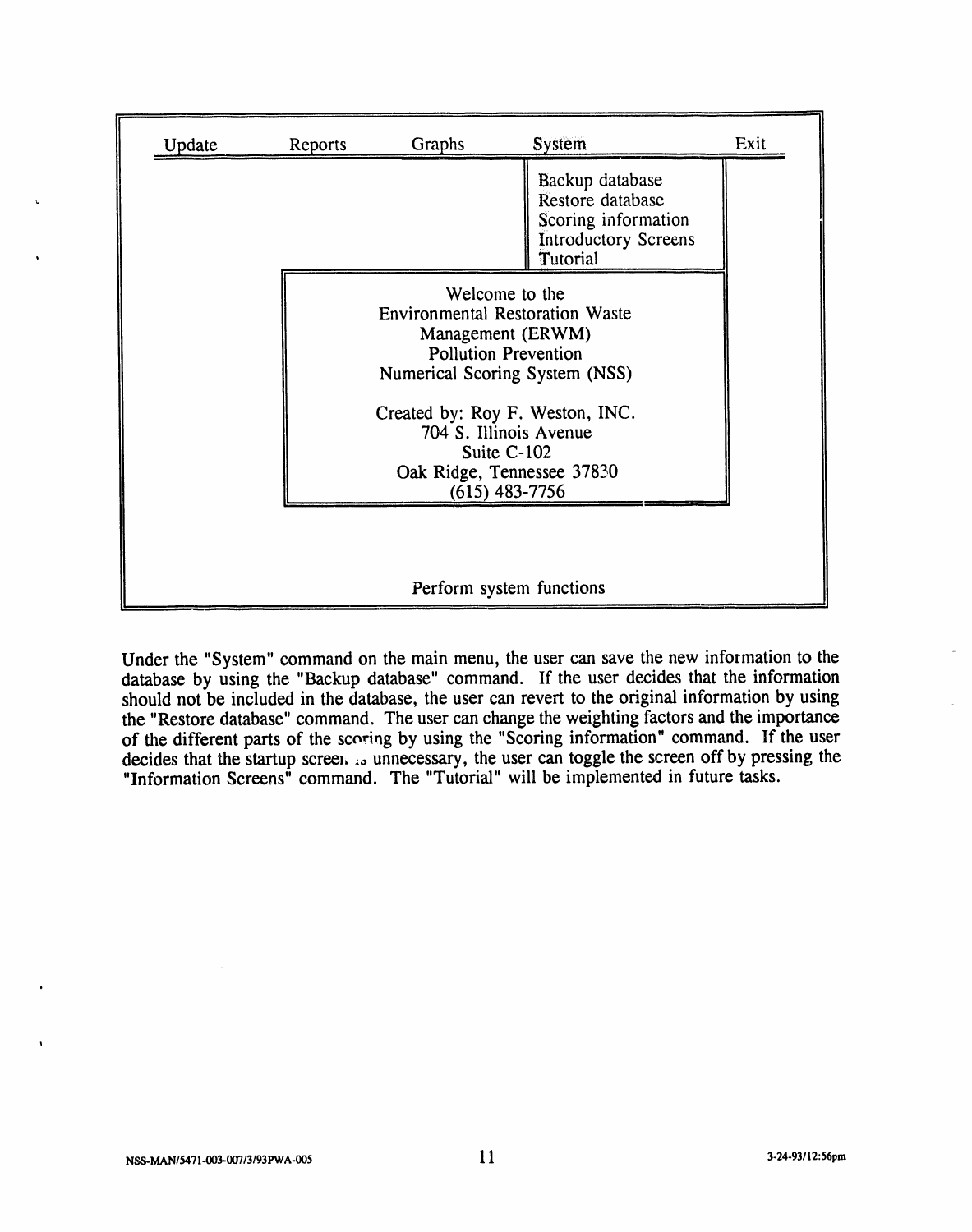```
Update          Reports          Graphs          System                    Exit
                                                 ┌──────────────────────┐
                                                 │ Backup database      │
                                                 │ Restore database     │
                                                 │ Scoring information  │
                                                 │ Introductory Screens │
                                                 │ Tutorial             │
                 ┌───────────────────────────────┴──────────────────────┤
                 │                 Welcome to the                        │
                 │       Environmental Restoration Waste                 │
                 │            Management (ERWM)                          │
                 │            Pollution Prevention                       │
                 │       Numerical Scoring System (NSS)                  │
                 │                                                       │
                 │         Created by: Roy F. Weston, INC.               │
                 │             704 S. Illinois Avenue                    │
                 │                  Suite C-102                          │
                 │          Oak Ridge, Tennessee 37830                   │
                 │                (615) 483-7756                         │
                 └───────────────────────────────────────────────────────┘

                             Perform system functions
```

Under the "System" command on the main menu, the user can save the new information to the database by using the "Backup database" command. If the user decides that the information should not be included in the database, the user can revert to the original information by using the "Restore database" command. The user can change the weighting factors and the importance of the different parts of the scoring by using the "Scoring information" command. If the user decides that the startup screen is unnecessary, the user can toggle the screen off by pressing the "Information Screens" command. The "Tutorial" will be implemented in future tasks.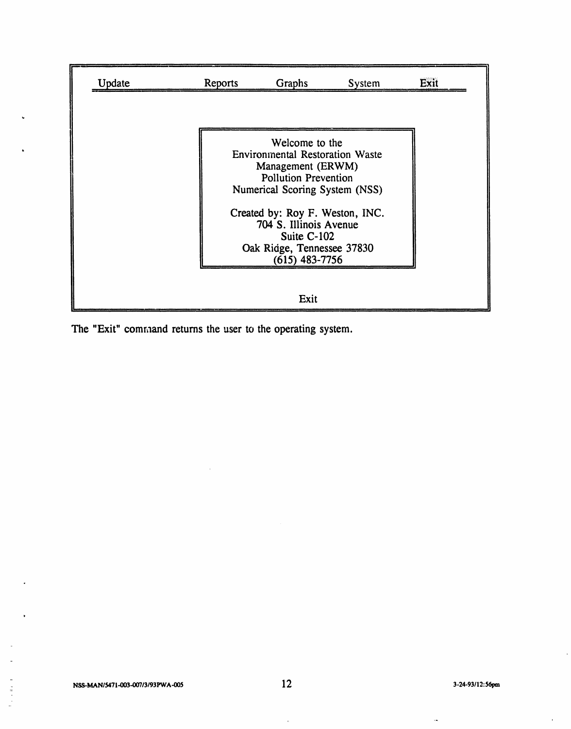| Update | Reports | Graphs | System | Exit |
|---|---|---|---|---|

Welcome to the
Environmental Restoration Waste
Management (ERWM)
Pollution Prevention
Numerical Scoring System (NSS)

Created by: Roy F. Weston, INC.
704 S. Illinois Avenue
Suite C-102
Oak Ridge, Tennessee 37830
(615) 483-7756

Exit

The "Exit" command returns the user to the operating system.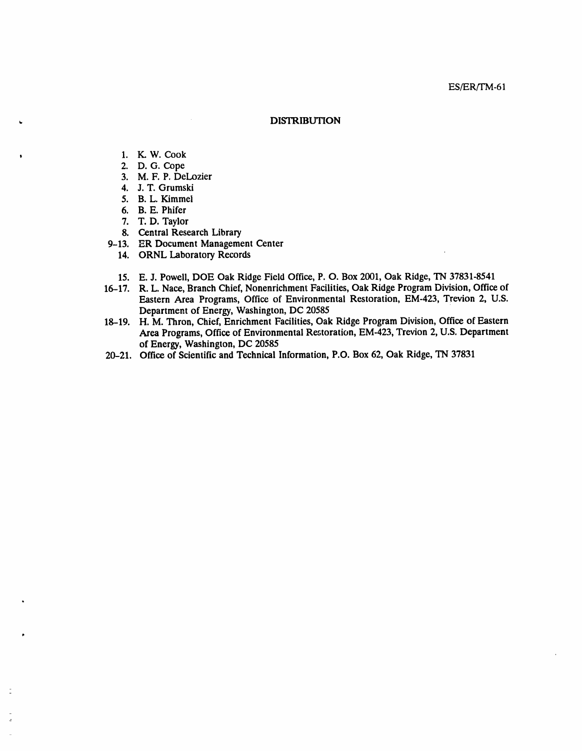ES/ER/TM-61

## DISTRIBUTION

1. K. W. Cook
2. D. G. Cope
3. M. F. P. DeLozier
4. J. T. Grumski
5. B. L. Kimmel
6. B. E. Phifer
7. T. D. Taylor
8. Central Research Library

9–13. ER Document Management Center

14. ORNL Laboratory Records

15. E. J. Powell, DOE Oak Ridge Field Office, P. O. Box 2001, Oak Ridge, TN 37831-8541

16–17. R. L. Nace, Branch Chief, Nonenrichment Facilities, Oak Ridge Program Division, Office of Eastern Area Programs, Office of Environmental Restoration, EM-423, Trevion 2, U.S. Department of Energy, Washington, DC 20585

18–19. H. M. Thron, Chief, Enrichment Facilities, Oak Ridge Program Division, Office of Eastern Area Programs, Office of Environmental Restoration, EM-423, Trevion 2, U.S. Department of Energy, Washington, DC 20585

20–21. Office of Scientific and Technical Information, P.O. Box 62, Oak Ridge, TN 37831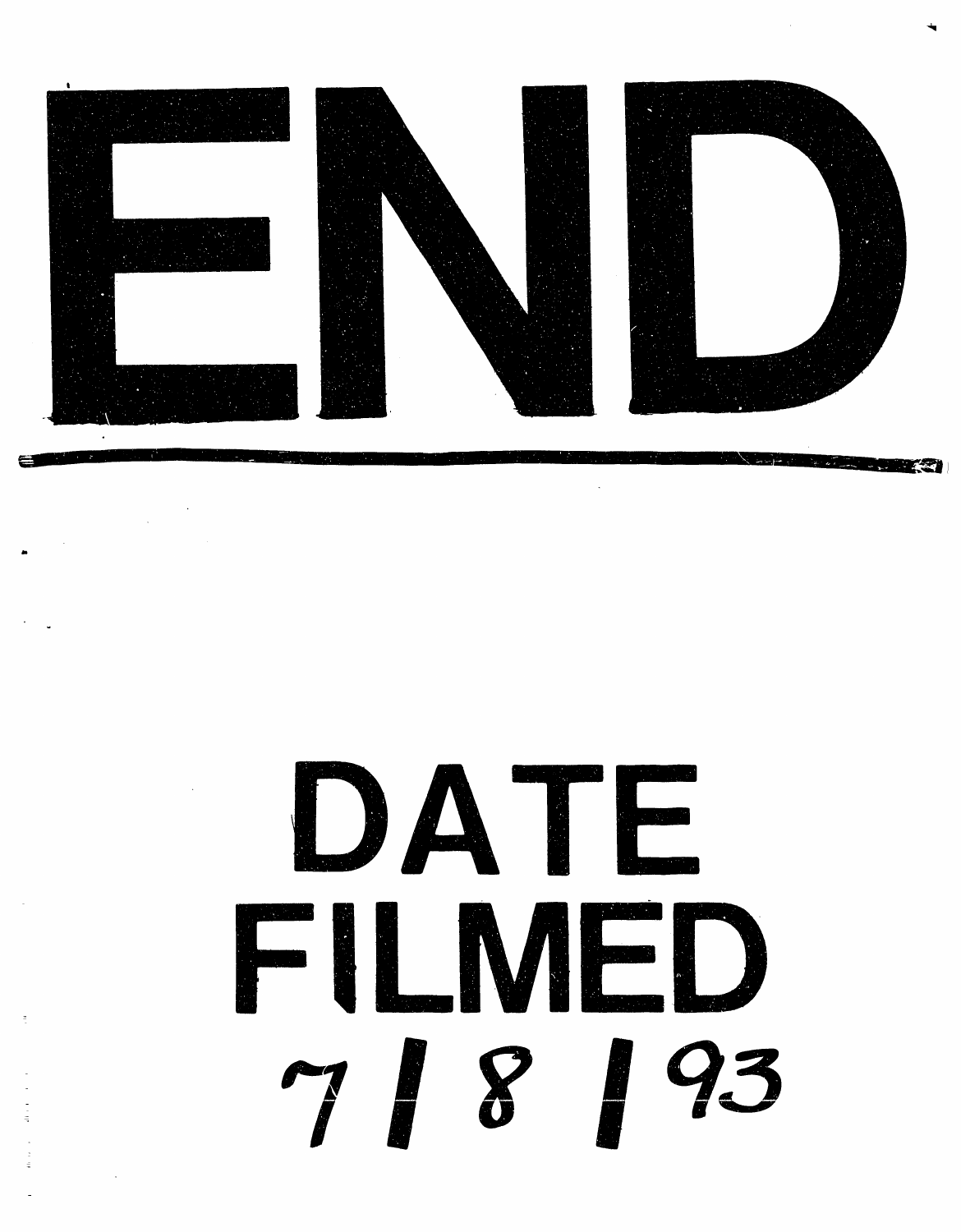# END

# DATE FILMED

7 / 8 / 93